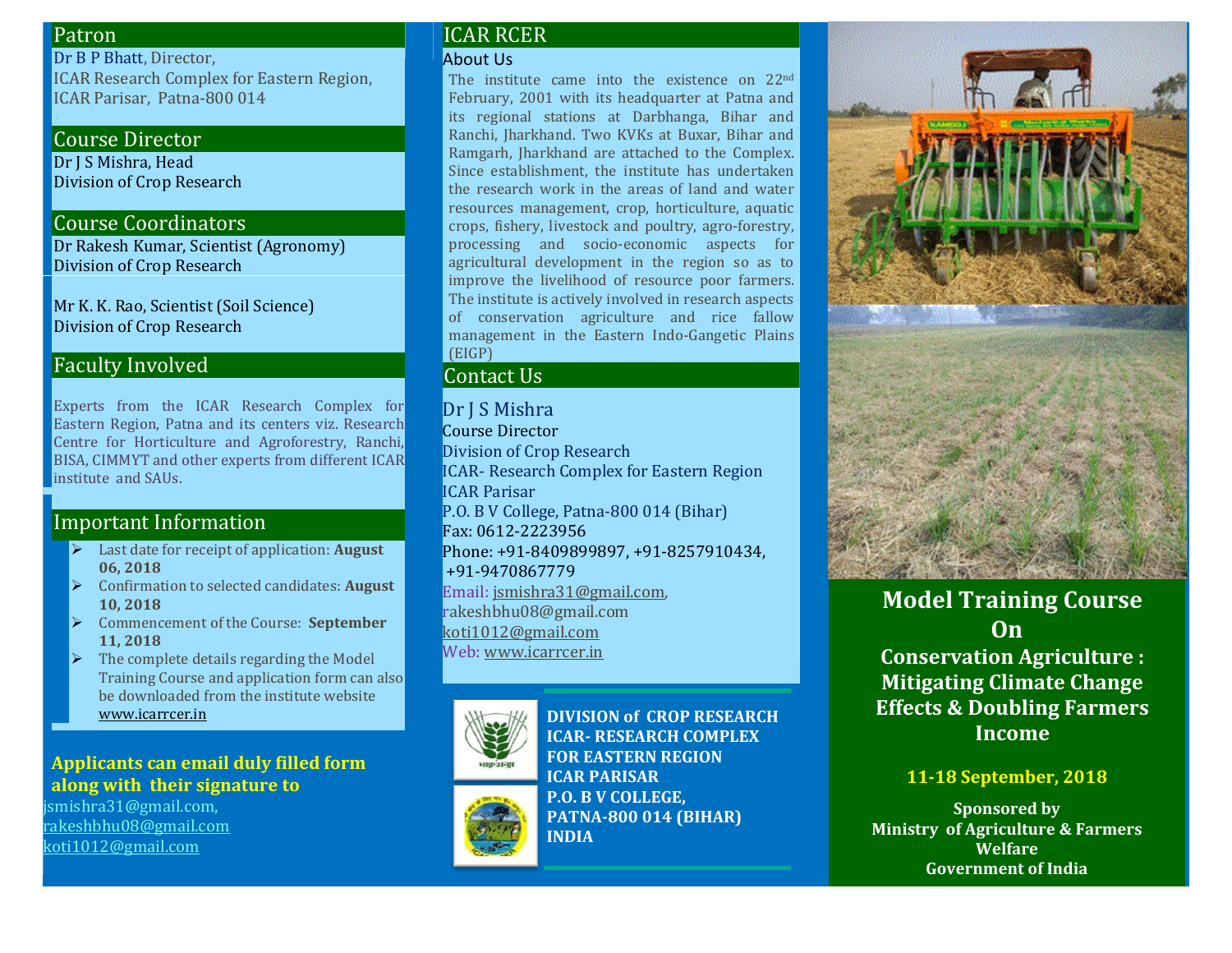## Patron

Dr B P Bhatt, Director,
ICAR Research Complex for Eastern Region,
ICAR Parisar, Patna-800 014

## Course Director

Dr J S Mishra, Head
Division of Crop Research

## Course Coordinators

Dr Rakesh Kumar, Scientist (Agronomy)
Division of Crop Research

Mr K. K. Rao, Scientist (Soil Science)
Division of Crop Research

## Faculty Involved

Experts from the ICAR Research Complex for Eastern Region, Patna and its centers viz. Research Centre for Horticulture and Agroforestry, Ranchi, BISA, CIMMYT and other experts from different ICAR institute and SAUs.

## Important Information

- Last date for receipt of application: **August 06, 2018**
- Confirmation to selected candidates: **August 10, 2018**
- Commencement of the Course: **September 11, 2018**
- The complete details regarding the Model Training Course and application form can also be downloaded from the institute website www.icarrcer.in

**Applicants can email duly filled form along with their signature to**

jsmishra31@gmail.com,
rakeshbhu08@gmail.com
koti1012@gmail.com

## ICAR RCER

### About Us

The institute came into the existence on 22nd February, 2001 with its headquarter at Patna and its regional stations at Darbhanga, Bihar and Ranchi, Jharkhand. Two KVKs at Buxar, Bihar and Ramgarh, Jharkhand are attached to the Complex. Since establishment, the institute has undertaken the research work in the areas of land and water resources management, crop, horticulture, aquatic crops, fishery, livestock and poultry, agro-forestry, processing and socio-economic aspects for agricultural development in the region so as to improve the livelihood of resource poor farmers. The institute is actively involved in research aspects of conservation agriculture and rice fallow management in the Eastern Indo-Gangetic Plains (EIGP)

## Contact Us

Dr J S Mishra
Course Director
Division of Crop Research
ICAR- Research Complex for Eastern Region
ICAR Parisar
P.O. B V College, Patna-800 014 (Bihar)
Fax: 0612-2223956
Phone: +91-8409899897, +91-8257910434, +91-9470867779
Email: jsmishra31@gmail.com, rakeshbhu08@gmail.com
koti1012@gmail.com
Web: www.icarrcer.in

**DIVISION of CROP RESEARCH**
**ICAR- RESEARCH COMPLEX FOR EASTERN REGION**
**ICAR PARISAR**
**P.O. B V COLLEGE,**
**PATNA-800 014 (BIHAR)**
**INDIA**

# Model Training Course On

## Conservation Agriculture : Mitigating Climate Change Effects & Doubling Farmers Income

**11-18 September, 2018**

**Sponsored by**
**Ministry of Agriculture & Farmers Welfare**
**Government of India**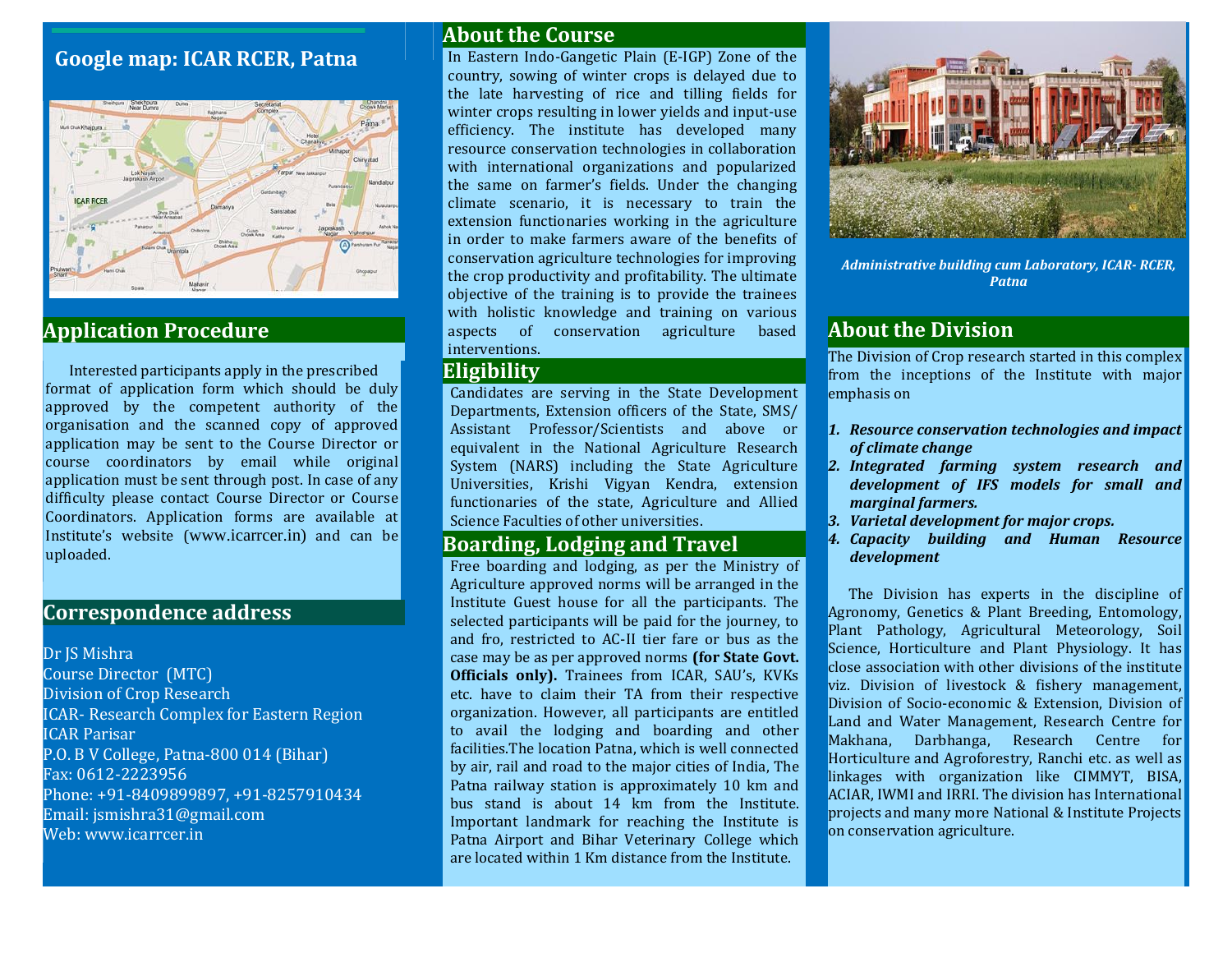## Google map: ICAR RCER, Patna

## Application Procedure

Interested participants apply in the prescribed format of application form which should be duly approved by the competent authority of the organisation and the scanned copy of approved application may be sent to the Course Director or course coordinators by email while original application must be sent through post. In case of any difficulty please contact Course Director or Course Coordinators. Application forms are available at Institute's website (www.icarrcer.in) and can be uploaded.

## Correspondence address

Dr JS Mishra
Course Director (MTC)
Division of Crop Research
ICAR- Research Complex for Eastern Region
ICAR Parisar
P.O. B V College, Patna-800 014 (Bihar)
Fax: 0612-2223956
Phone: +91-8409899897, +91-8257910434
Email: jsmishra31@gmail.com
Web: www.icarrcer.in

## About the Course

In Eastern Indo-Gangetic Plain (E-IGP) Zone of the country, sowing of winter crops is delayed due to the late harvesting of rice and tilling fields for winter crops resulting in lower yields and input-use efficiency. The institute has developed many resource conservation technologies in collaboration with international organizations and popularized the same on farmer's fields. Under the changing climate scenario, it is necessary to train the extension functionaries working in the agriculture in order to make farmers aware of the benefits of conservation agriculture technologies for improving the crop productivity and profitability. The ultimate objective of the training is to provide the trainees with holistic knowledge and training on various aspects of conservation agriculture based interventions.

## Eligibility

Candidates are serving in the State Development Departments, Extension officers of the State, SMS/ Assistant Professor/Scientists and above or equivalent in the National Agriculture Research System (NARS) including the State Agriculture Universities, Krishi Vigyan Kendra, extension functionaries of the state, Agriculture and Allied Science Faculties of other universities.

## Boarding, Lodging and Travel

Free boarding and lodging, as per the Ministry of Agriculture approved norms will be arranged in the Institute Guest house for all the participants. The selected participants will be paid for the journey, to and fro, restricted to AC-II tier fare or bus as the case may be as per approved norms **(for State Govt. Officials only).** Trainees from ICAR, SAU's, KVKs etc. have to claim their TA from their respective organization. However, all participants are entitled to avail the lodging and boarding and other facilities.The location Patna, which is well connected by air, rail and road to the major cities of India, The Patna railway station is approximately 10 km and bus stand is about 14 km from the Institute. Important landmark for reaching the Institute is Patna Airport and Bihar Veterinary College which are located within 1 Km distance from the Institute.

*Administrative building cum Laboratory, ICAR- RCER, Patna*

## About the Division

The Division of Crop research started in this complex from the inceptions of the Institute with major emphasis on

1. ***Resource conservation technologies and impact of climate change***
2. ***Integrated farming system research and development of IFS models for small and marginal farmers.***
3. ***Varietal development for major crops.***
4. ***Capacity building and Human Resource development***

The Division has experts in the discipline of Agronomy, Genetics & Plant Breeding, Entomology, Plant Pathology, Agricultural Meteorology, Soil Science, Horticulture and Plant Physiology. It has close association with other divisions of the institute viz. Division of livestock & fishery management, Division of Socio-economic & Extension, Division of Land and Water Management, Research Centre for Makhana, Darbhanga, Research Centre for Horticulture and Agroforestry, Ranchi etc. as well as linkages with organization like CIMMYT, BISA, ACIAR, IWMI and IRRI. The division has International projects and many more National & Institute Projects on conservation agriculture.